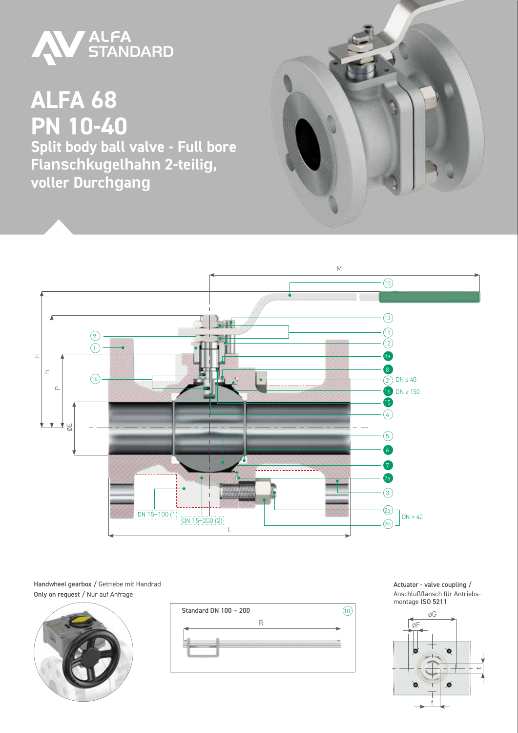ALFA STANDARD

# ALFA 68
# PN 10-40

## Split body ball valve - Full bore
## Flanschkugelhahn 2-teilig, voller Durchgang

M

(10)

(13)

(11)

(9)

(12)

(1)

H

h

(8a)

(8)

(14)

P

(2) DN ≤ 40

(16) DN ≥ 150

(15)

(4)

ØE

(5)

(6)

(7)

(7a)

(3)

(2a)

DN > 40

(2b)

DN 15÷100 (1)

DN 15÷200 (2)

L

**Handwheel gearbox** / Getriebe mit Handrad
**Only on request** / Nur auf Anfrage

Standard DN 100 ÷ 200 (10)

R

**Actuator - valve coupling** / Anschlußflansch für Antriebsmontage **ISO 5211**

øG

øF

t

f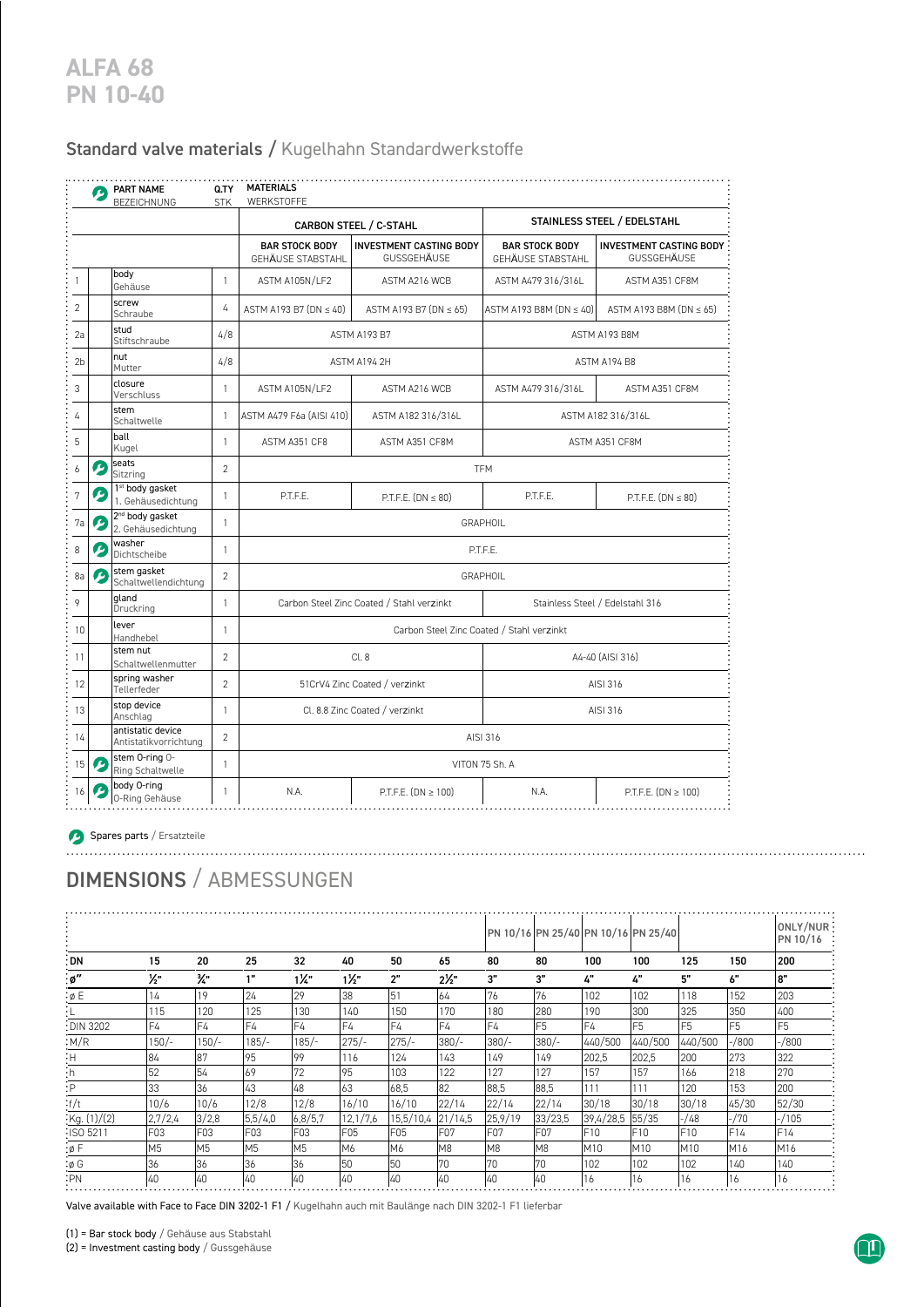# ALFA 68
# PN 10-40

## Standard valve materials / Kugelhahn Standardwerkstoffe

| | | PART NAME BEZEICHNUNG | Q.TY STK | MATERIALS WERKSTOFFE | | | |
|---|---|---|---|---|---|---|---|
| | | | | CARBON STEEL / C-STAHL | | STAINLESS STEEL / EDELSTAHL | |
| | | | | BAR STOCK BODY GEHÄUSE STABSTAHL | INVESTMENT CASTING BODY GUSSGEHÄUSE | BAR STOCK BODY GEHÄUSE STABSTAHL | INVESTMENT CASTING BODY GUSSGEHÄUSE |
| 1 | | body Gehäuse | 1 | ASTM A105N/LF2 | ASTM A216 WCB | ASTM A479 316/316L | ASTM A351 CF8M |
| 2 | | screw Schraube | 4 | ASTM A193 B7 (DN ≤ 40) | ASTM A193 B7 (DN ≤ 65) | ASTM A193 B8M (DN ≤ 40) | ASTM A193 B8M (DN ≤ 65) |
| 2a | | stud Stiftschraube | 4/8 | ASTM A193 B7 | | ASTM A193 B8M | |
| 2b | | nut Mutter | 4/8 | ASTM A194 2H | | ASTM A194 B8 | |
| 3 | | closure Verschluss | 1 | ASTM A105N/LF2 | ASTM A216 WCB | ASTM A479 316/316L | ASTM A351 CF8M |
| 4 | | stem Schaltwelle | 1 | ASTM A479 F6a (AISI 410) | ASTM A182 316/316L | ASTM A182 316/316L | |
| 5 | | ball Kugel | 1 | ASTM A351 CF8 | ASTM A351 CF8M | ASTM A351 CF8M | |
| 6 | ✓ | seats Sitzring | 2 | TFM | | | |
| 7 | ✓ | 1st body gasket 1. Gehäusedichtung | 1 | P.T.F.E. | P.T.F.E. (DN ≤ 80) | P.T.F.E. | P.T.F.E. (DN ≤ 80) |
| 7a | ✓ | 2nd body gasket 2. Gehäusedichtung | 1 | GRAPHOIL | | | |
| 8 | ✓ | washer Dichtscheibe | 1 | P.T.F.E. | | | |
| 8a | ✓ | stem gasket Schaltwellendichtung | 2 | GRAPHOIL | | | |
| 9 | | gland Druckring | 1 | Carbon Steel Zinc Coated / Stahl verzinkt | | Stainless Steel / Edelstahl 316 | |
| 10 | | lever Handhebel | 1 | Carbon Steel Zinc Coated / Stahl verzinkt | | | |
| 11 | | stem nut Schaltwellenmutter | 2 | Cl. 8 | | A4-40 (AISI 316) | |
| 12 | | spring washer Tellerfeder | 2 | 51CrV4 Zinc Coated / verzinkt | | AISI 316 | |
| 13 | | stop device Anschlag | 1 | Cl. 8.8 Zinc Coated / verzinkt | | AISI 316 | |
| 14 | | antistatic device Antistatikvorrichtung | 2 | AISI 316 | | | |
| 15 | ✓ | stem O-ring O-Ring Schaltwelle | 1 | VITON 75 Sh. A | | | |
| 16 | ✓ | body O-ring O-Ring Gehäuse | 1 | N.A. | P.T.F.E. (DN ≥ 100) | N.A. | P.T.F.E. (DN ≥ 100) |

Spares parts / Ersatzteile

## DIMENSIONS / ABMESSUNGEN

| | | | | | | | | PN 10/16 | PN 25/40 | PN 10/16 | PN 25/40 | | | ONLY/NUR PN 10/16 |
|---|---|---|---|---|---|---|---|---|---|---|---|---|---|---|
| **DN** | **15** | **20** | **25** | **32** | **40** | **50** | **65** | **80** | **80** | **100** | **100** | **125** | **150** | **200** |
| **ø"** | **½"** | **¾"** | **1"** | **1¼"** | **1½"** | **2"** | **2½"** | **3"** | **3"** | **4"** | **4"** | **5"** | **6"** | **8"** |
| ø E | 14 | 19 | 24 | 29 | 38 | 51 | 64 | 76 | 76 | 102 | 102 | 118 | 152 | 203 |
| L | 115 | 120 | 125 | 130 | 140 | 150 | 170 | 180 | 280 | 190 | 300 | 325 | 350 | 400 |
| DIN 3202 | F4 | F4 | F4 | F4 | F4 | F4 | F4 | F4 | F5 | F4 | F5 | F5 | F5 | F5 |
| M/R | 150/- | 150/- | 185/- | 185/- | 275/- | 275/- | 380/- | 380/- | 380/- | 440/500 | 440/500 | 440/500 | -/800 | -/800 |
| H | 84 | 87 | 95 | 99 | 116 | 124 | 143 | 149 | 149 | 202,5 | 202,5 | 200 | 273 | 322 |
| h | 52 | 54 | 69 | 72 | 95 | 103 | 122 | 127 | 127 | 157 | 157 | 166 | 218 | 270 |
| P | 33 | 36 | 43 | 48 | 63 | 68,5 | 82 | 88,5 | 88,5 | 111 | 111 | 120 | 153 | 200 |
| f/t | 10/6 | 10/6 | 12/8 | 12/8 | 16/10 | 16/10 | 22/14 | 22/14 | 22/14 | 30/18 | 30/18 | 30/18 | 45/30 | 52/30 |
| Kg. (1)/(2) | 2,7/2,4 | 3/2,8 | 5,5/4,0 | 6,8/5,7 | 12,1/7,6 | 15,5/10,4 | 21/14,5 | 25,9/19 | 33/23,5 | 39,4/28,5 | 55/35 | -/48 | -/70 | -/105 |
| ISO 5211 | F03 | F03 | F03 | F03 | F05 | F05 | F07 | F07 | F07 | F10 | F10 | F10 | F14 | F14 |
| ø F | M5 | M5 | M5 | M5 | M6 | M6 | M8 | M8 | M8 | M10 | M10 | M10 | M16 | M16 |
| ø G | 36 | 36 | 36 | 36 | 50 | 50 | 70 | 70 | 70 | 102 | 102 | 102 | 140 | 140 |
| PN | 40 | 40 | 40 | 40 | 40 | 40 | 40 | 40 | 40 | 16 | 16 | 16 | 16 | 16 |

Valve available with Face to Face DIN 3202-1 F1 / Kugelhahn auch mit Baulänge nach DIN 3202-1 F1 lieferbar

(1) = Bar stock body / Gehäuse aus Stabstahl
(2) = Investment casting body / Gussgehäuse